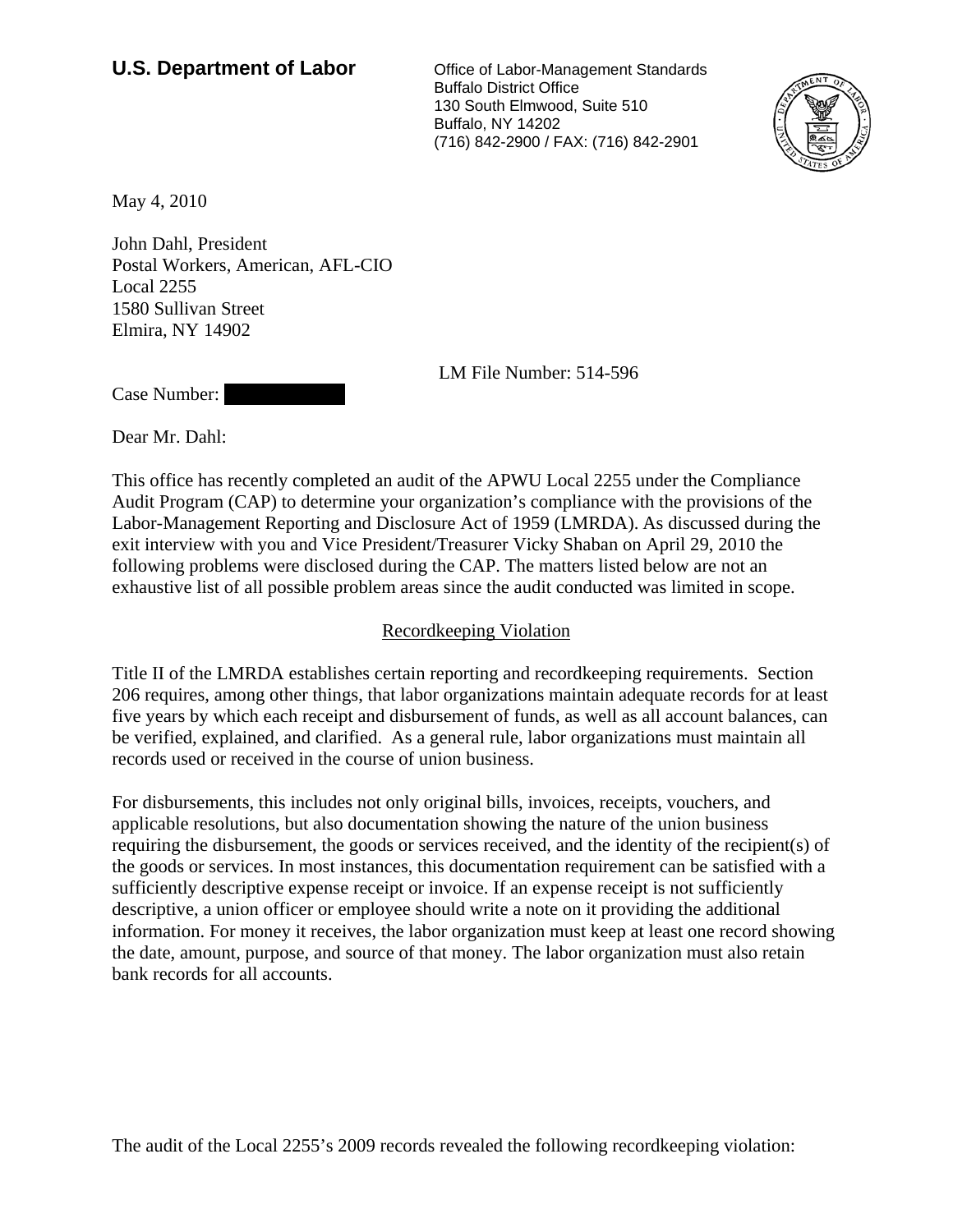**U.S. Department of Labor**

Office of Labor-Management Standards
Buffalo District Office
130 South Elmwood, Suite 510
Buffalo, NY 14202
(716) 842-2900 / FAX: (716) 842-2901

May 4, 2010

John Dahl, President
Postal Workers, American, AFL-CIO
Local 2255
1580 Sullivan Street
Elmira, NY 14902

LM File Number: 514-596

Case Number:

Dear Mr. Dahl:

This office has recently completed an audit of the APWU Local 2255 under the Compliance Audit Program (CAP) to determine your organization's compliance with the provisions of the Labor-Management Reporting and Disclosure Act of 1959 (LMRDA). As discussed during the exit interview with you and Vice President/Treasurer Vicky Shaban on April 29, 2010 the following problems were disclosed during the CAP. The matters listed below are not an exhaustive list of all possible problem areas since the audit conducted was limited in scope.

## Recordkeeping Violation

Title II of the LMRDA establishes certain reporting and recordkeeping requirements. Section 206 requires, among other things, that labor organizations maintain adequate records for at least five years by which each receipt and disbursement of funds, as well as all account balances, can be verified, explained, and clarified. As a general rule, labor organizations must maintain all records used or received in the course of union business.

For disbursements, this includes not only original bills, invoices, receipts, vouchers, and applicable resolutions, but also documentation showing the nature of the union business requiring the disbursement, the goods or services received, and the identity of the recipient(s) of the goods or services. In most instances, this documentation requirement can be satisfied with a sufficiently descriptive expense receipt or invoice. If an expense receipt is not sufficiently descriptive, a union officer or employee should write a note on it providing the additional information. For money it receives, the labor organization must keep at least one record showing the date, amount, purpose, and source of that money. The labor organization must also retain bank records for all accounts.

The audit of the Local 2255's 2009 records revealed the following recordkeeping violation: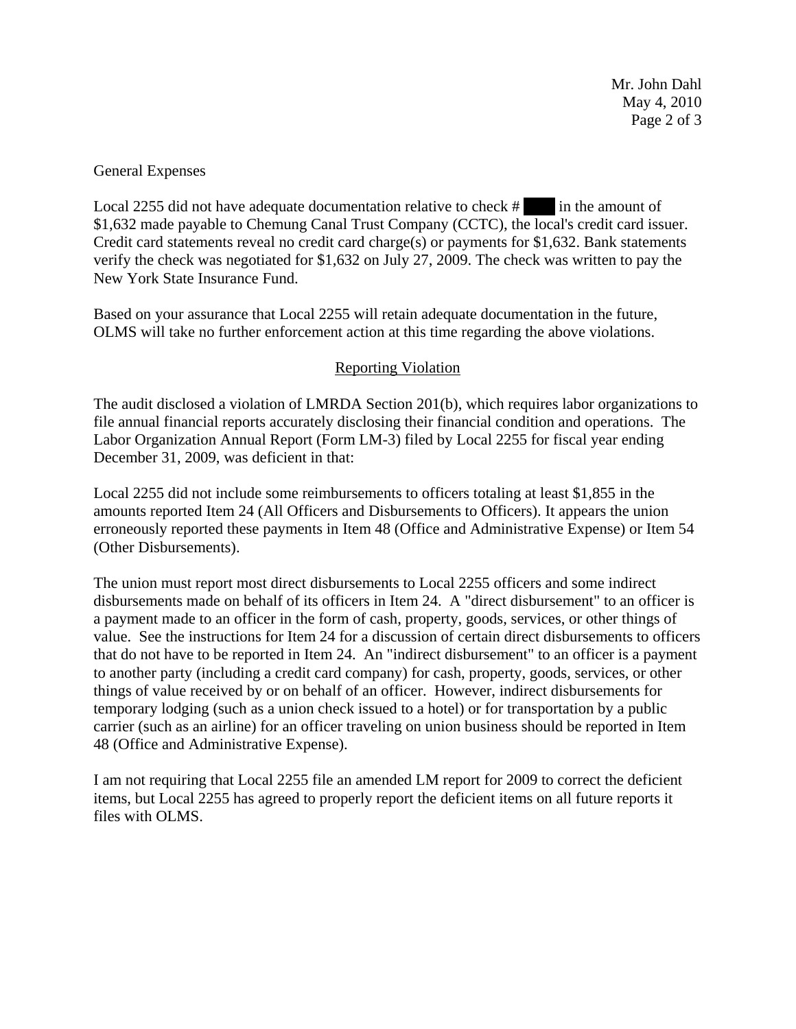General Expenses

Local 2255 did not have adequate documentation relative to check # ████ in the amount of $1,632 made payable to Chemung Canal Trust Company (CCTC), the local's credit card issuer. Credit card statements reveal no credit card charge(s) or payments for $1,632. Bank statements verify the check was negotiated for $1,632 on July 27, 2009. The check was written to pay the New York State Insurance Fund.

Based on your assurance that Local 2255 will retain adequate documentation in the future, OLMS will take no further enforcement action at this time regarding the above violations.

## Reporting Violation

The audit disclosed a violation of LMRDA Section 201(b), which requires labor organizations to file annual financial reports accurately disclosing their financial condition and operations. The Labor Organization Annual Report (Form LM-3) filed by Local 2255 for fiscal year ending December 31, 2009, was deficient in that:

Local 2255 did not include some reimbursements to officers totaling at least $1,855 in the amounts reported Item 24 (All Officers and Disbursements to Officers). It appears the union erroneously reported these payments in Item 48 (Office and Administrative Expense) or Item 54 (Other Disbursements).

The union must report most direct disbursements to Local 2255 officers and some indirect disbursements made on behalf of its officers in Item 24. A "direct disbursement" to an officer is a payment made to an officer in the form of cash, property, goods, services, or other things of value. See the instructions for Item 24 for a discussion of certain direct disbursements to officers that do not have to be reported in Item 24. An "indirect disbursement" to an officer is a payment to another party (including a credit card company) for cash, property, goods, services, or other things of value received by or on behalf of an officer. However, indirect disbursements for temporary lodging (such as a union check issued to a hotel) or for transportation by a public carrier (such as an airline) for an officer traveling on union business should be reported in Item 48 (Office and Administrative Expense).

I am not requiring that Local 2255 file an amended LM report for 2009 to correct the deficient items, but Local 2255 has agreed to properly report the deficient items on all future reports it files with OLMS.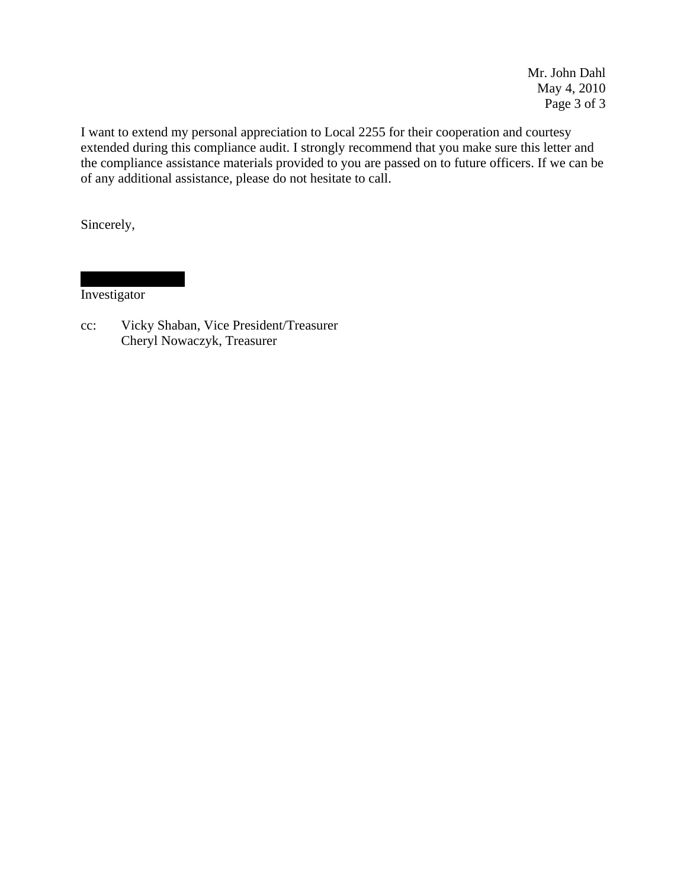I want to extend my personal appreciation to Local 2255 for their cooperation and courtesy extended during this compliance audit. I strongly recommend that you make sure this letter and the compliance assistance materials provided to you are passed on to future officers. If we can be of any additional assistance, please do not hesitate to call.

Sincerely,

Investigator

cc: Vicky Shaban, Vice President/Treasurer
Cheryl Nowaczyk, Treasurer